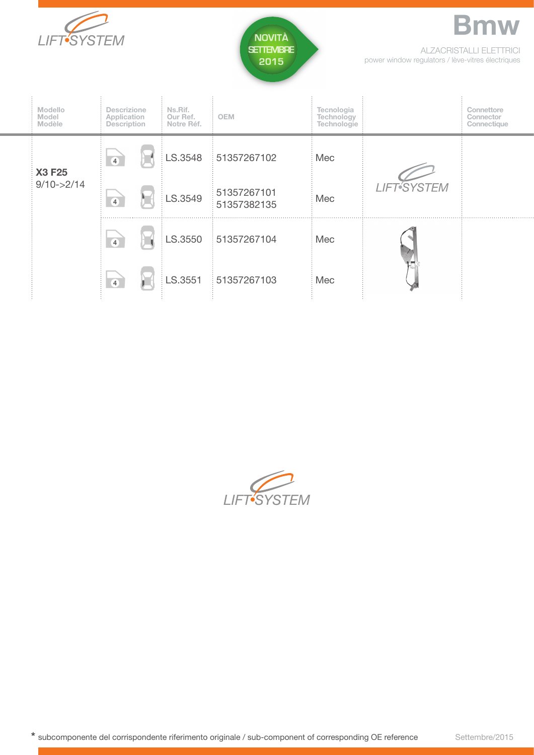LIFT SYSTEM

NOVITÀ SETTEMBRE 2015

# Bmw

ALZACRISTALLI ELETTRICI
power window regulators / lève-vitres électriques

| Modello Model Modèle | Descrizione Application Description | Ns.Rif. Our Ref. Notre Réf. | OEM | Tecnologia Technology Technologie | | Connettore Connector Connectique |
|---|---|---|---|---|---|---|
| **X3 F25** 9/10->2/14 | 4 | LS.3548 | 51357267102 | Mec | LIFT SYSTEM | |
| | 4 | LS.3549 | 51357267101 51357382135 | Mec | | |
| | 4 | LS.3550 | 51357267104 | Mec | | |
| | 4 | LS.3551 | 51357267103 | Mec | | |

LIFT SYSTEM

* subcomponente del corrispondente riferimento originale / sub-component of corresponding OE reference

Settembre/2015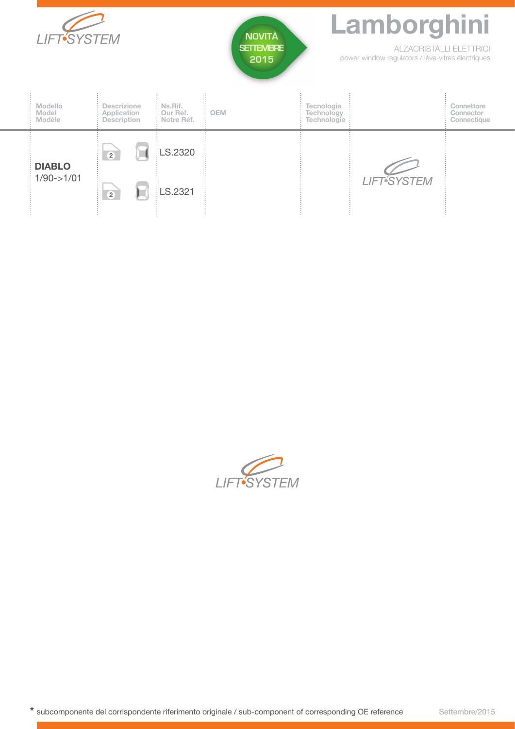# Lamborghini

ALZACRISTALLI ELETTRICI
power window regulators / lève-vitres électriques

NOVITÀ SETTEMBRE 2015

| Modello Model Modèle | Descrizione Application Description | Ns.Rif. Our Ref. Notre Réf. | OEM | Tecnologia Technology Technologie | | Connettore Connector Connectique |
|---|---|---|---|---|---|---|
| **DIABLO** 1/90->1/01 | 2 | LS.2320 | | | LIFT•SYSTEM | |
| | 2 | LS.2321 | | | | |

LIFT•SYSTEM

* subcomponente del corrispondente riferimento originale / sub-component of corresponding OE reference

Settembre/2015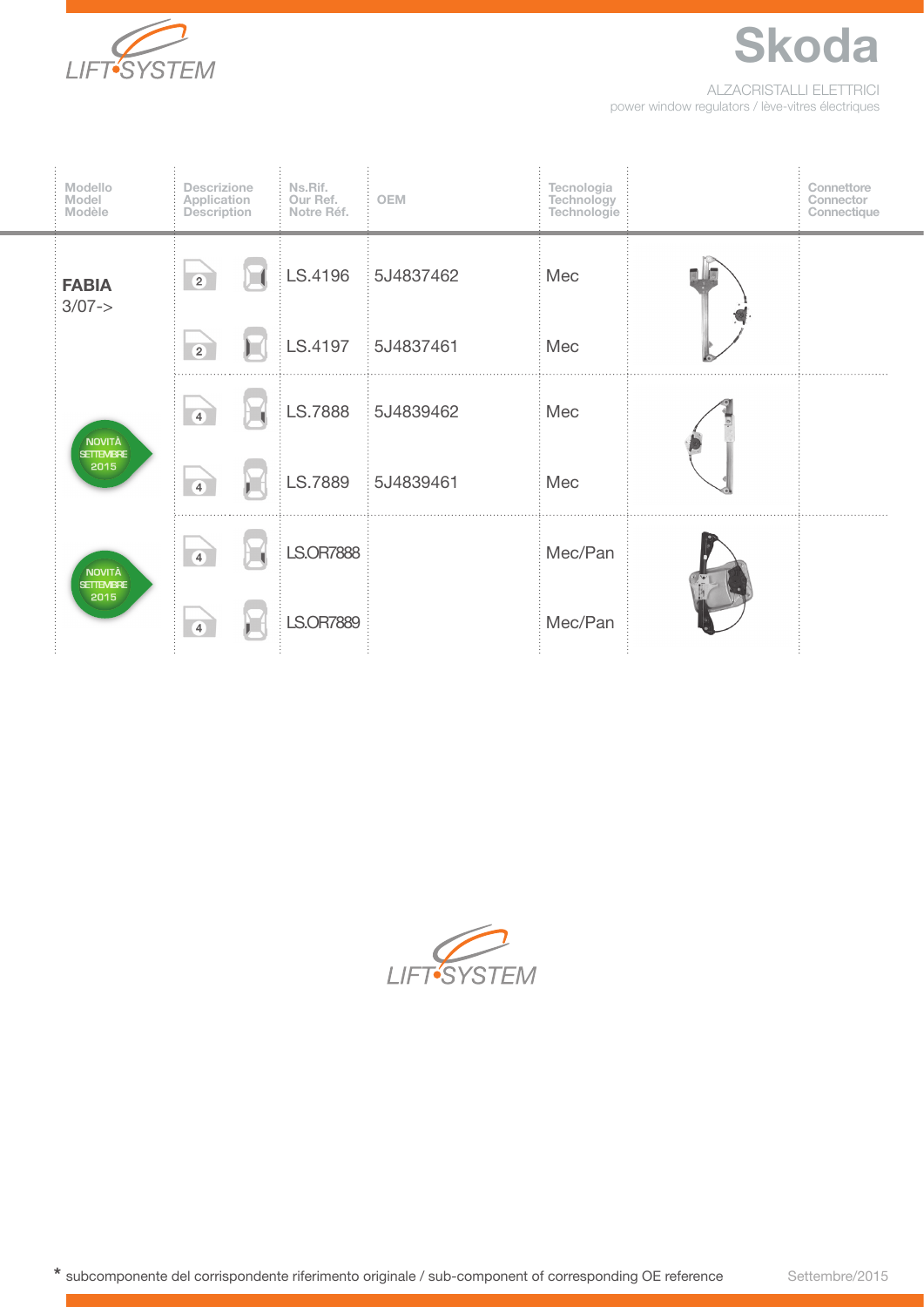# Skoda

ALZACRISTALLI ELETTRICI
power window regulators / lève-vitres électriques

| Modello<br>Model<br>Modèle | Descrizione<br>Application<br>Description | Ns.Rif.<br>Our Ref.<br>Notre Réf. | OEM | Tecnologia<br>Technology<br>Technologie | | Connettore<br>Connector<br>Connectique |
|---|---|---|---|---|---|---|
| **FABIA**<br>3/07-> | 2 | LS.4196 | 5J4837462 | Mec | | |
| | 2 | LS.4197 | 5J4837461 | Mec | | |
| NOVITÀ SETTEMBRE 2015 | 4 | LS.7888 | 5J4839462 | Mec | | |
| | 4 | LS.7889 | 5J4839461 | Mec | | |
| NOVITÀ SETTEMBRE 2015 | 4 | LS.OR7888 | | Mec/Pan | | |
| | 4 | LS.OR7889 | | Mec/Pan | | |

\* subcomponente del corrispondente riferimento originale / sub-component of corresponding OE reference

Settembre/2015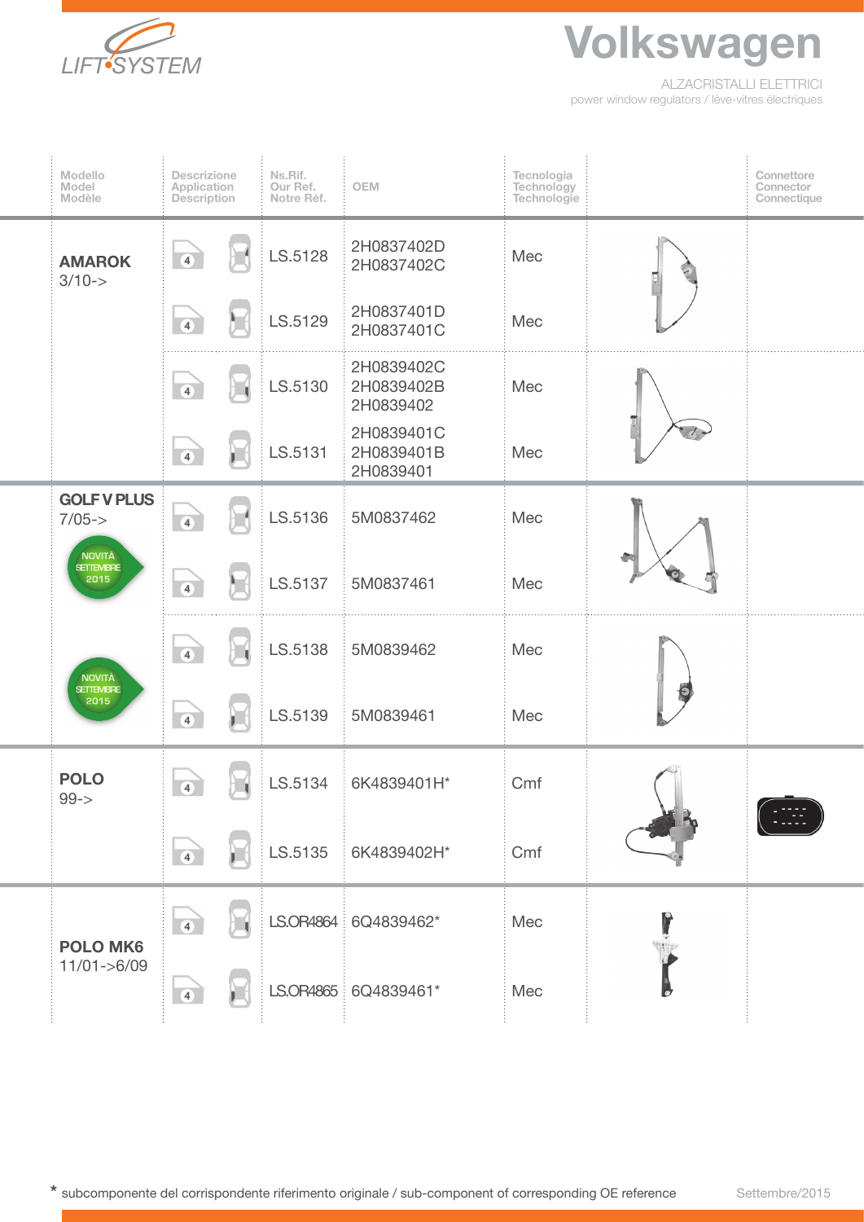# Volkswagen

ALZACRISTALLI ELETTRICI
power window regulators / lève-vitres électriques

| Modello Model Modèle | Descrizione Application Description | Ns.Rif. Our Ref. Notre Réf. | OEM | Tecnologia Technology Technologie | | Connettore Connector Connectique |
|---|---|---|---|---|---|---|
| **AMAROK** 3/10-> | 4 | LS.5128 | 2H0837402D 2H0837402C | Mec | | |
| | 4 | LS.5129 | 2H0837401D 2H0837401C | Mec | | |
| | 4 | LS.5130 | 2H0839402C 2H0839402B 2H0839402 | Mec | | |
| | 4 | LS.5131 | 2H0839401C 2H0839401B 2H0839401 | Mec | | |
| **GOLF V PLUS** 7/05-> NOVITÀ SETTEMBRE 2015 | 4 | LS.5136 | 5M0837462 | Mec | | |
| | 4 | LS.5137 | 5M0837461 | Mec | | |
| NOVITÀ SETTEMBRE 2015 | 4 | LS.5138 | 5M0839462 | Mec | | |
| | 4 | LS.5139 | 5M0839461 | Mec | | |
| **POLO** 99-> | 4 | LS.5134 | 6K4839401H* | Cmf | | |
| | 4 | LS.5135 | 6K4839402H* | Cmf | | |
| **POLO MK6** 11/01->6/09 | 4 | LS.OR4864 | 6Q4839462* | Mec | | |
| | 4 | LS.OR4865 | 6Q4839461* | Mec | | |

\* subcomponente del corrispondente riferimento originale / sub-component of corresponding OE reference

Settembre/2015